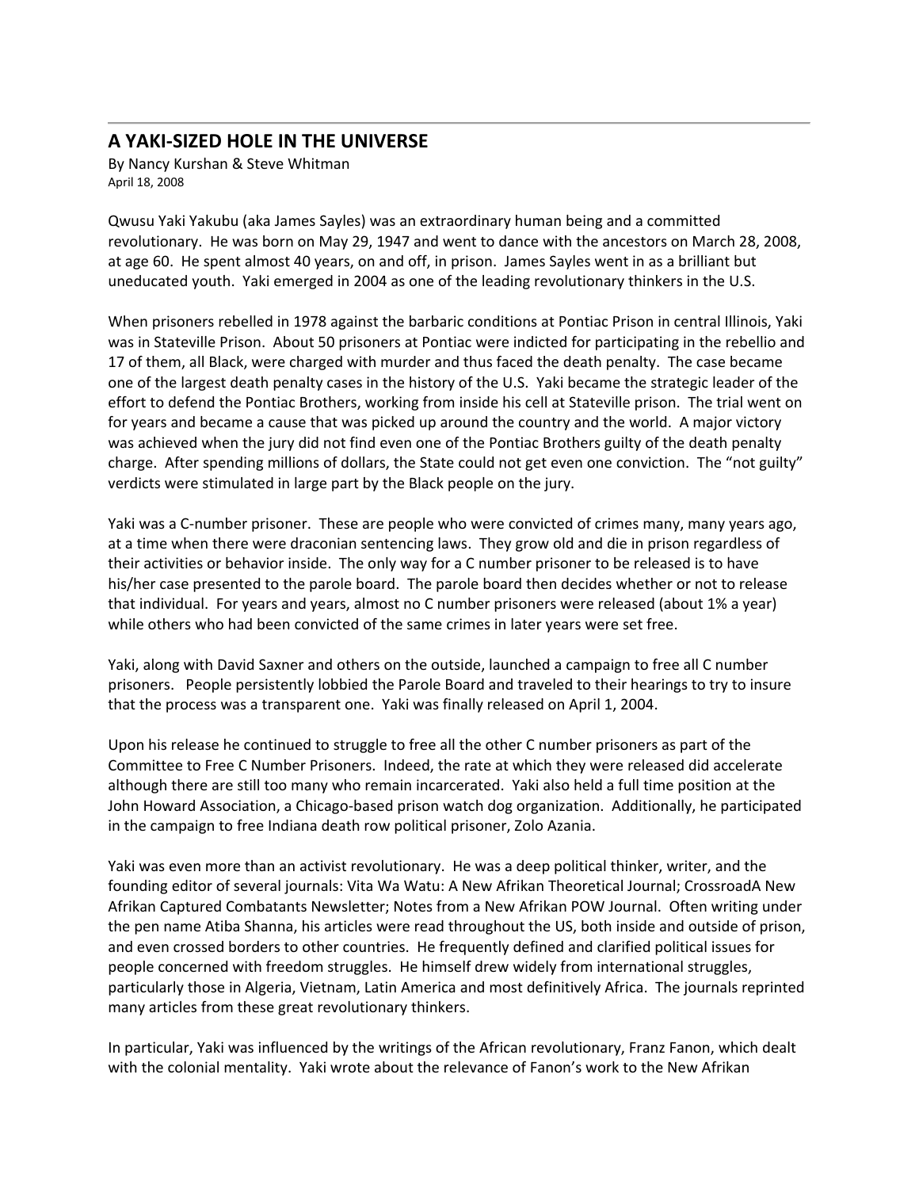## A YAKI-SIZED HOLE IN THE UNIVERSE

By Nancy Kurshan & Steve Whitman
April 18, 2008

Qwusu Yaki Yakubu (aka James Sayles) was an extraordinary human being and a committed revolutionary. He was born on May 29, 1947 and went to dance with the ancestors on March 28, 2008, at age 60. He spent almost 40 years, on and off, in prison. James Sayles went in as a brilliant but uneducated youth. Yaki emerged in 2004 as one of the leading revolutionary thinkers in the U.S.

When prisoners rebelled in 1978 against the barbaric conditions at Pontiac Prison in central Illinois, Yaki was in Stateville Prison. About 50 prisoners at Pontiac were indicted for participating in the rebellio and 17 of them, all Black, were charged with murder and thus faced the death penalty. The case became one of the largest death penalty cases in the history of the U.S. Yaki became the strategic leader of the effort to defend the Pontiac Brothers, working from inside his cell at Stateville prison. The trial went on for years and became a cause that was picked up around the country and the world. A major victory was achieved when the jury did not find even one of the Pontiac Brothers guilty of the death penalty charge. After spending millions of dollars, the State could not get even one conviction. The "not guilty" verdicts were stimulated in large part by the Black people on the jury.

Yaki was a C-number prisoner. These are people who were convicted of crimes many, many years ago, at a time when there were draconian sentencing laws. They grow old and die in prison regardless of their activities or behavior inside. The only way for a C number prisoner to be released is to have his/her case presented to the parole board. The parole board then decides whether or not to release that individual. For years and years, almost no C number prisoners were released (about 1% a year) while others who had been convicted of the same crimes in later years were set free.

Yaki, along with David Saxner and others on the outside, launched a campaign to free all C number prisoners. People persistently lobbied the Parole Board and traveled to their hearings to try to insure that the process was a transparent one. Yaki was finally released on April 1, 2004.

Upon his release he continued to struggle to free all the other C number prisoners as part of the Committee to Free C Number Prisoners. Indeed, the rate at which they were released did accelerate although there are still too many who remain incarcerated. Yaki also held a full time position at the John Howard Association, a Chicago-based prison watch dog organization. Additionally, he participated in the campaign to free Indiana death row political prisoner, Zolo Azania.

Yaki was even more than an activist revolutionary. He was a deep political thinker, writer, and the founding editor of several journals: Vita Wa Watu: A New Afrikan Theoretical Journal; CrossroadA New Afrikan Captured Combatants Newsletter; Notes from a New Afrikan POW Journal. Often writing under the pen name Atiba Shanna, his articles were read throughout the US, both inside and outside of prison, and even crossed borders to other countries. He frequently defined and clarified political issues for people concerned with freedom struggles. He himself drew widely from international struggles, particularly those in Algeria, Vietnam, Latin America and most definitively Africa. The journals reprinted many articles from these great revolutionary thinkers.

In particular, Yaki was influenced by the writings of the African revolutionary, Franz Fanon, which dealt with the colonial mentality. Yaki wrote about the relevance of Fanon's work to the New Afrikan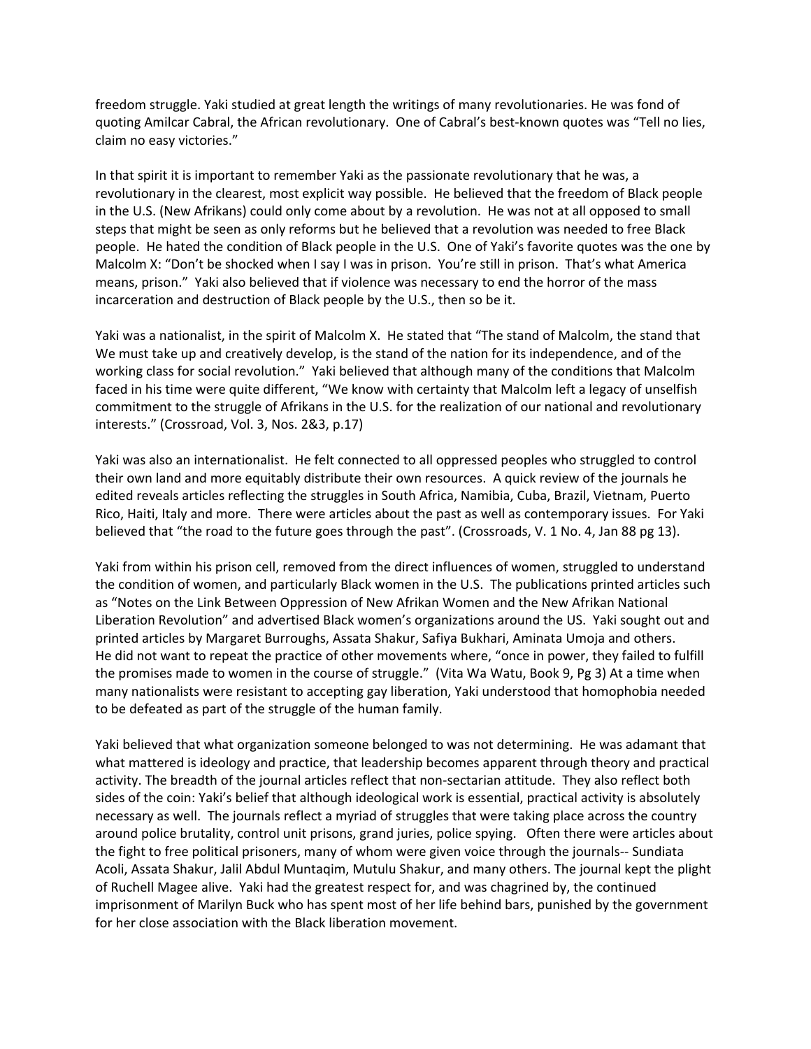freedom struggle. Yaki studied at great length the writings of many revolutionaries. He was fond of quoting Amilcar Cabral, the African revolutionary. One of Cabral's best-known quotes was "Tell no lies, claim no easy victories."

In that spirit it is important to remember Yaki as the passionate revolutionary that he was, a revolutionary in the clearest, most explicit way possible. He believed that the freedom of Black people in the U.S. (New Afrikans) could only come about by a revolution. He was not at all opposed to small steps that might be seen as only reforms but he believed that a revolution was needed to free Black people. He hated the condition of Black people in the U.S. One of Yaki's favorite quotes was the one by Malcolm X: "Don't be shocked when I say I was in prison. You're still in prison. That's what America means, prison." Yaki also believed that if violence was necessary to end the horror of the mass incarceration and destruction of Black people by the U.S., then so be it.

Yaki was a nationalist, in the spirit of Malcolm X. He stated that "The stand of Malcolm, the stand that We must take up and creatively develop, is the stand of the nation for its independence, and of the working class for social revolution." Yaki believed that although many of the conditions that Malcolm faced in his time were quite different, "We know with certainty that Malcolm left a legacy of unselfish commitment to the struggle of Afrikans in the U.S. for the realization of our national and revolutionary interests." (Crossroad, Vol. 3, Nos. 2&3, p.17)

Yaki was also an internationalist. He felt connected to all oppressed peoples who struggled to control their own land and more equitably distribute their own resources. A quick review of the journals he edited reveals articles reflecting the struggles in South Africa, Namibia, Cuba, Brazil, Vietnam, Puerto Rico, Haiti, Italy and more. There were articles about the past as well as contemporary issues. For Yaki believed that "the road to the future goes through the past". (Crossroads, V. 1 No. 4, Jan 88 pg 13).

Yaki from within his prison cell, removed from the direct influences of women, struggled to understand the condition of women, and particularly Black women in the U.S. The publications printed articles such as "Notes on the Link Between Oppression of New Afrikan Women and the New Afrikan National Liberation Revolution" and advertised Black women's organizations around the US. Yaki sought out and printed articles by Margaret Burroughs, Assata Shakur, Safiya Bukhari, Aminata Umoja and others. He did not want to repeat the practice of other movements where, "once in power, they failed to fulfill the promises made to women in the course of struggle." (Vita Wa Watu, Book 9, Pg 3) At a time when many nationalists were resistant to accepting gay liberation, Yaki understood that homophobia needed to be defeated as part of the struggle of the human family.

Yaki believed that what organization someone belonged to was not determining. He was adamant that what mattered is ideology and practice, that leadership becomes apparent through theory and practical activity. The breadth of the journal articles reflect that non-sectarian attitude. They also reflect both sides of the coin: Yaki's belief that although ideological work is essential, practical activity is absolutely necessary as well. The journals reflect a myriad of struggles that were taking place across the country around police brutality, control unit prisons, grand juries, police spying. Often there were articles about the fight to free political prisoners, many of whom were given voice through the journals-- Sundiata Acoli, Assata Shakur, Jalil Abdul Muntaqim, Mutulu Shakur, and many others. The journal kept the plight of Ruchell Magee alive. Yaki had the greatest respect for, and was chagrined by, the continued imprisonment of Marilyn Buck who has spent most of her life behind bars, punished by the government for her close association with the Black liberation movement.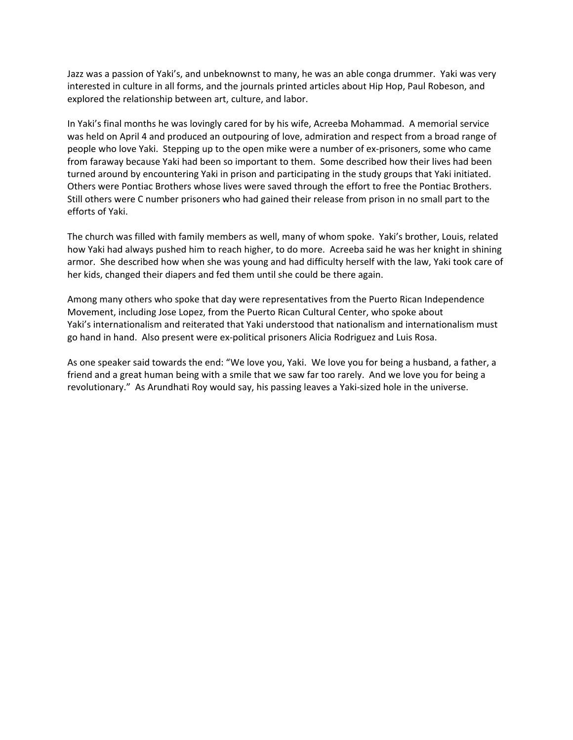Jazz was a passion of Yaki's, and unbeknownst to many, he was an able conga drummer. Yaki was very interested in culture in all forms, and the journals printed articles about Hip Hop, Paul Robeson, and explored the relationship between art, culture, and labor.

In Yaki's final months he was lovingly cared for by his wife, Acreeba Mohammad. A memorial service was held on April 4 and produced an outpouring of love, admiration and respect from a broad range of people who love Yaki. Stepping up to the open mike were a number of ex-prisoners, some who came from faraway because Yaki had been so important to them. Some described how their lives had been turned around by encountering Yaki in prison and participating in the study groups that Yaki initiated. Others were Pontiac Brothers whose lives were saved through the effort to free the Pontiac Brothers. Still others were C number prisoners who had gained their release from prison in no small part to the efforts of Yaki.

The church was filled with family members as well, many of whom spoke. Yaki's brother, Louis, related how Yaki had always pushed him to reach higher, to do more. Acreeba said he was her knight in shining armor. She described how when she was young and had difficulty herself with the law, Yaki took care of her kids, changed their diapers and fed them until she could be there again.

Among many others who spoke that day were representatives from the Puerto Rican Independence Movement, including Jose Lopez, from the Puerto Rican Cultural Center, who spoke about Yaki's internationalism and reiterated that Yaki understood that nationalism and internationalism must go hand in hand. Also present were ex-political prisoners Alicia Rodriguez and Luis Rosa.

As one speaker said towards the end: "We love you, Yaki. We love you for being a husband, a father, a friend and a great human being with a smile that we saw far too rarely. And we love you for being a revolutionary." As Arundhati Roy would say, his passing leaves a Yaki-sized hole in the universe.